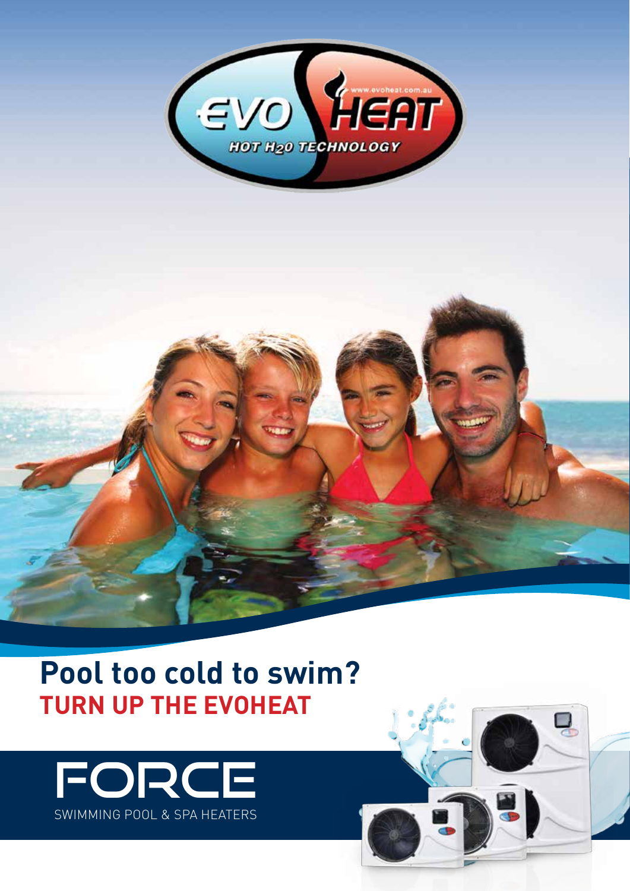EVO HEAT

www.evoheat.com.au

HOT $H_2O$ TECHNOLOGY

# Pool too cold to swim?

## TURN UP THE EVOHEAT

# FORCE

SWIMMING POOL & SPA HEATERS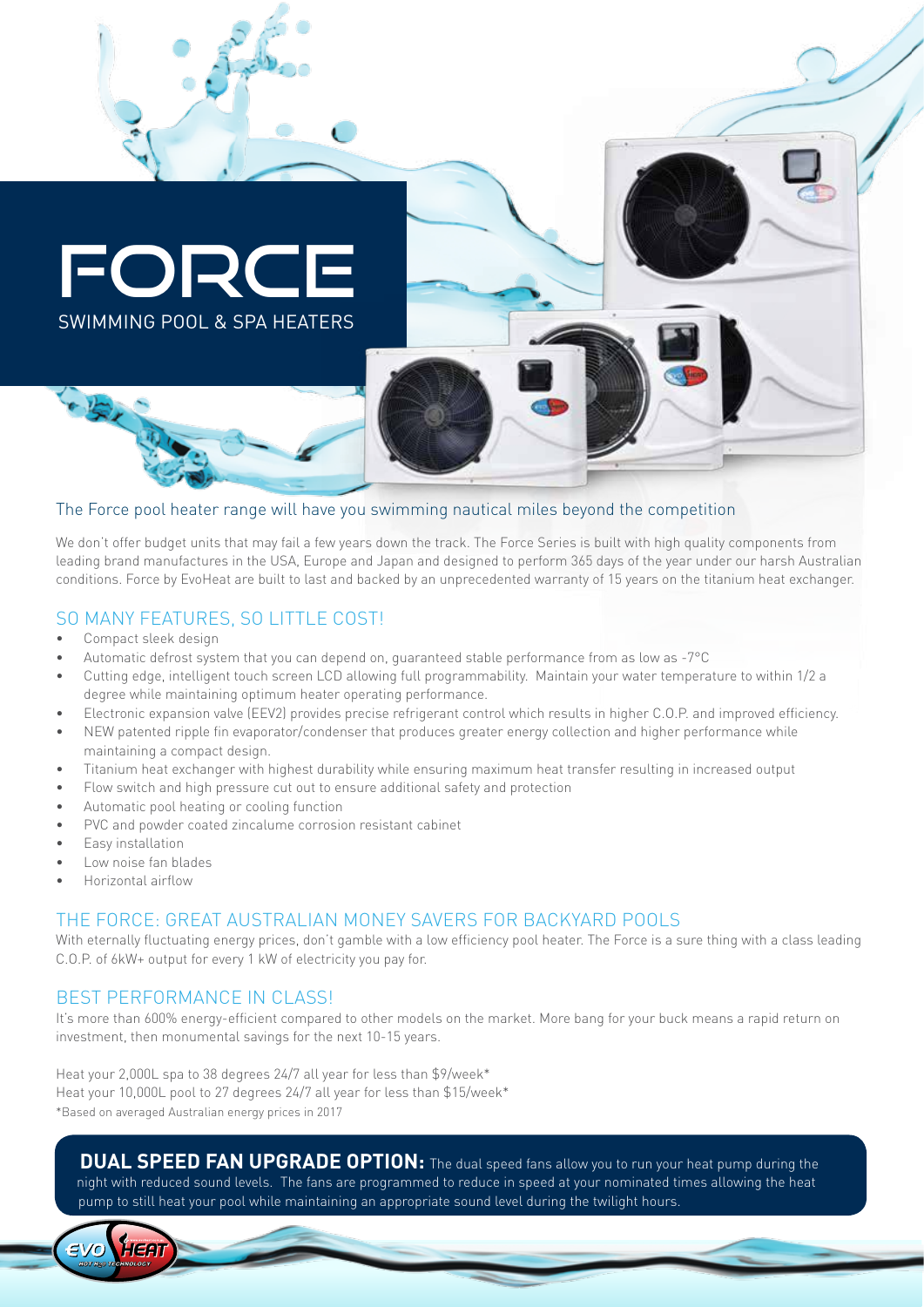# FORCE

SWIMMING POOL & SPA HEATERS

## The Force pool heater range will have you swimming nautical miles beyond the competition

We don't offer budget units that may fail a few years down the track. The Force Series is built with high quality components from leading brand manufactures in the USA, Europe and Japan and designed to perform 365 days of the year under our harsh Australian conditions. Force by EvoHeat are built to last and backed by an unprecedented warranty of 15 years on the titanium heat exchanger.

## SO MANY FEATURES, SO LITTLE COST!

- Compact sleek design
- Automatic defrost system that you can depend on, guaranteed stable performance from as low as -7°C
- Cutting edge, intelligent touch screen LCD allowing full programmability. Maintain your water temperature to within 1/2 a degree while maintaining optimum heater operating performance.
- Electronic expansion valve (EEV2) provides precise refrigerant control which results in higher C.O.P. and improved efficiency.
- NEW patented ripple fin evaporator/condenser that produces greater energy collection and higher performance while maintaining a compact design.
- Titanium heat exchanger with highest durability while ensuring maximum heat transfer resulting in increased output
- Flow switch and high pressure cut out to ensure additional safety and protection
- Automatic pool heating or cooling function
- PVC and powder coated zincalume corrosion resistant cabinet
- Easy installation
- Low noise fan blades
- Horizontal airflow

## THE FORCE: GREAT AUSTRALIAN MONEY SAVERS FOR BACKYARD POOLS

With eternally fluctuating energy prices, don't gamble with a low efficiency pool heater. The Force is a sure thing with a class leading C.O.P. of 6kW+ output for every 1 kW of electricity you pay for.

## BEST PERFORMANCE IN CLASS!

It's more than 600% energy-efficient compared to other models on the market. More bang for your buck means a rapid return on investment, then monumental savings for the next 10-15 years.

Heat your 2,000L spa to 38 degrees 24/7 all year for less than $9/week*
Heat your 10,000L pool to 27 degrees 24/7 all year for less than $15/week*
*Based on averaged Australian energy prices in 2017

**DUAL SPEED FAN UPGRADE OPTION:** The dual speed fans allow you to run your heat pump during the night with reduced sound levels. The fans are programmed to reduce in speed at your nominated times allowing the heat pump to still heat your pool while maintaining an appropriate sound level during the twilight hours.

EVO HEAT
HOT H2O TECHNOLOGY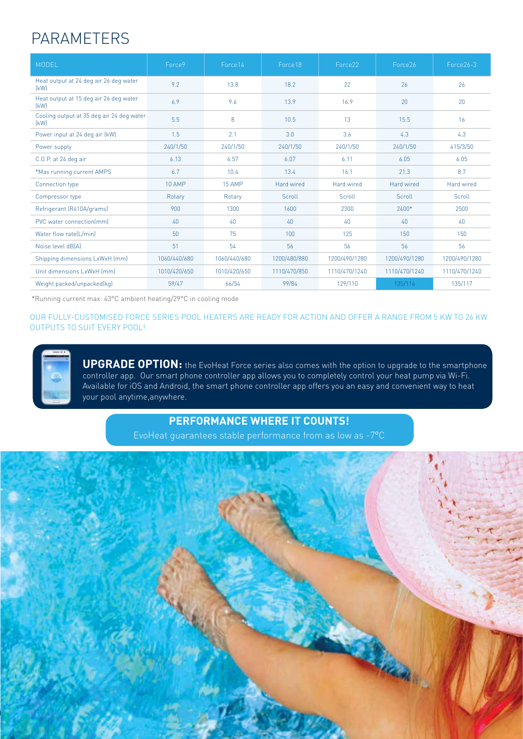# PARAMETERS

| MODEL | Force9 | Force14 | Force18 | Force22 | Force26 | Force26-3 |
|---|---|---|---|---|---|---|
| Heat output at 24 deg air 26 deg water (kW) | 9.2 | 13.8 | 18.2 | 22 | 26 | 26 |
| Heat output at 15 deg air 26 deg water (kW) | 6.9 | 9.6 | 13.9 | 16.9 | 20 | 20 |
| Cooling output at 35 deg air 24 deg water (kW) | 5.5 | 8 | 10.5 | 13 | 15.5 | 16 |
| Power input at 24 deg air (kW) | 1.5 | 2.1 | 3.0 | 3.6 | 4.3 | 4.3 |
| Power supply | 240/1/50 | 240/1/50 | 240/1/50 | 240/1/50 | 240/1/50 | 415/3/50 |
| C.O.P. at 24 deg air | 6.13 | 6.57 | 6.07 | 6.11 | 6.05 | 6.05 |
| *Max running current AMPS | 6.7 | 10.4 | 13.4 | 16.1 | 21.3 | 8.7 |
| Connection type | 10 AMP | 15 AMP | Hard wired | Hard wired | Hard wired | Hard wired |
| Compressor type | Rotary | Rotary | Scroll | Scroll | Scroll | Scroll |
| Refrigerant (R410A/grams) | 900 | 1300 | 1600 | 2300 | 2400* | 2500 |
| PVC water connection(mm) | 40 | 40 | 40 | 40 | 40 | 40 |
| Water flow rate(L/min) | 50 | 75 | 100 | 125 | 150 | 150 |
| Noise level dB(A) | 51 | 54 | 56 | 56 | 56 | 56 |
| Shipping dimensions LxWxH (mm) | 1060/440/680 | 1060/440/680 | 1200/480/880 | 1200/490/1280 | 1200/490/1280 | 1200/490/1280 |
| Unit dimensions LxWxH (mm) | 1010/420/650 | 1010/420/650 | 1110/470/850 | 1110/470/1240 | 1110/470/1240 | 1110/470/1240 |
| Weight packed/unpacked(kg) | 59/47 | 66/54 | 99/84 | 129/110 | 135/114 | 135/117 |

*Running current max: 43°C ambient heating/29°C in cooling mode

OUR FULLY-CUSTOMISED FORCE SERIES POOL HEATERS ARE READY FOR ACTION AND OFFER A RANGE FROM 5 KW TO 26 KW OUTPUTS TO SUIT EVERY POOL!

**UPGRADE OPTION:** the EvoHeat Force series also comes with the option to upgrade to the smartphone controller app. Our smart phone controller app allows you to completely control your heat pump via Wi-Fi. Available for iOS and Android, the smart phone controller app offers you an easy and convenient way to heat your pool anytime,anywhere.

**PERFORMANCE WHERE IT COUNTS!**

EvoHeat guarantees stable performance from as low as -7°C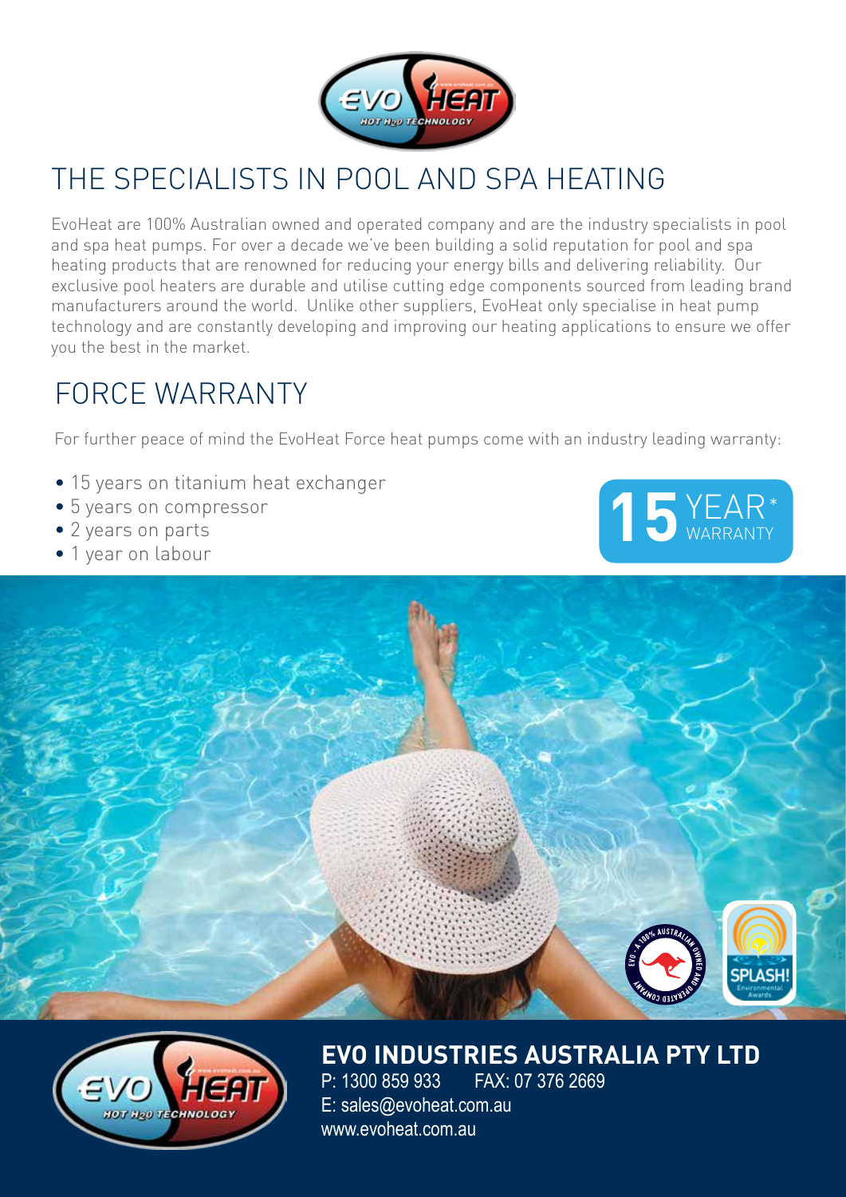# THE SPECIALISTS IN POOL AND SPA HEATING

EvoHeat are 100% Australian owned and operated company and are the industry specialists in pool and spa heat pumps. For over a decade we've been building a solid reputation for pool and spa heating products that are renowned for reducing your energy bills and delivering reliability. Our exclusive pool heaters are durable and utilise cutting edge components sourced from leading brand manufacturers around the world. Unlike other suppliers, EvoHeat only specialise in heat pump technology and are constantly developing and improving our heating applications to ensure we offer you the best in the market.

# FORCE WARRANTY

For further peace of mind the EvoHeat Force heat pumps come with an industry leading warranty:

- 15 years on titanium heat exchanger
- 5 years on compressor
- 2 years on parts
- 1 year on labour

15 YEAR* WARRANTY

**EVO INDUSTRIES AUSTRALIA PTY LTD**

P: 1300 859 933 FAX: 07 376 2669

E: sales@evoheat.com.au

www.evoheat.com.au